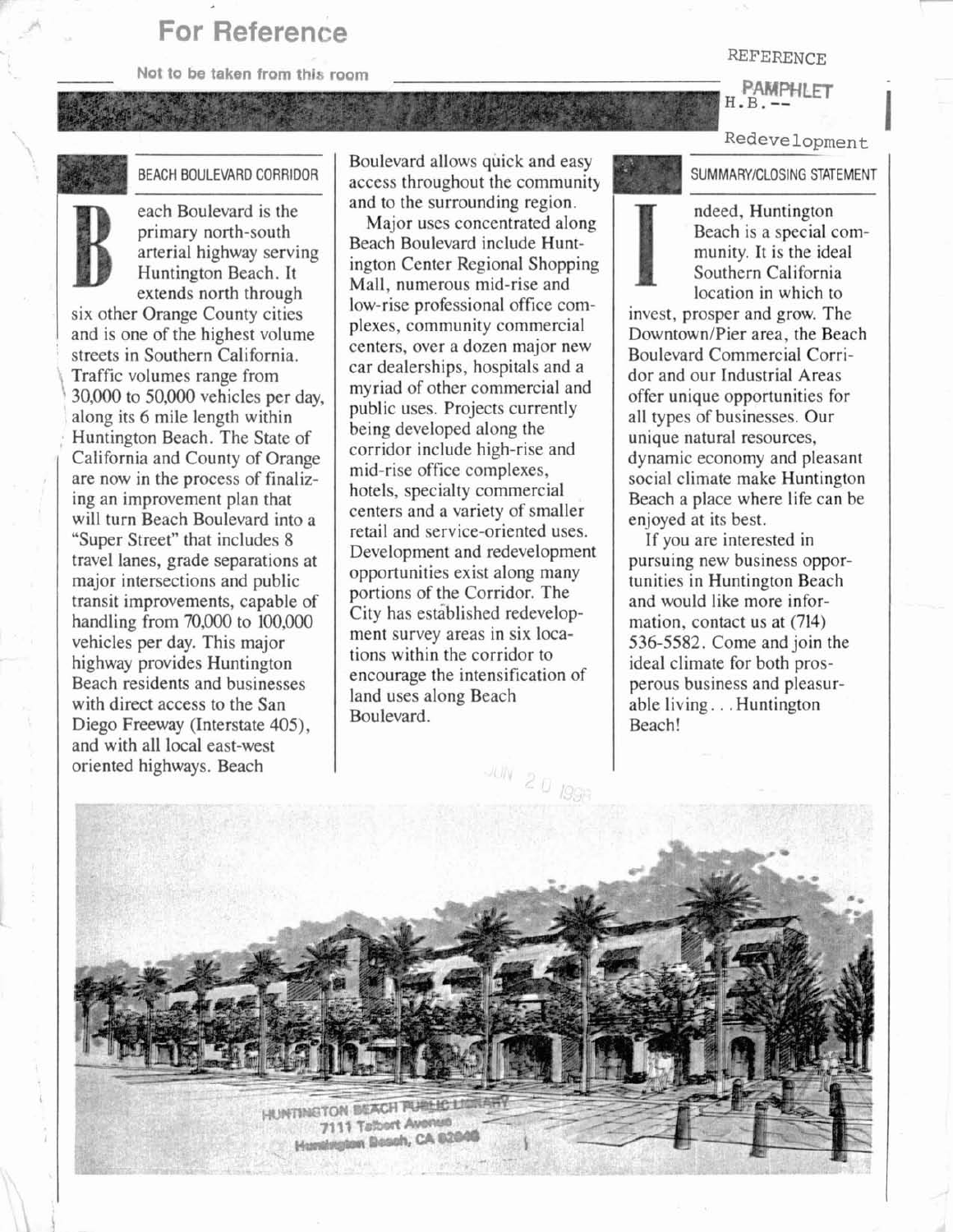For Reference

Not to be taken from this room

REFERENCE

PAMPHLET
H.B.--

Redevelopment

## BEACH BOULEVARD CORRIDOR

Beach Boulevard is the primary north-south arterial highway serving Huntington Beach. It extends north through six other Orange County cities and is one of the highest volume streets in Southern California. Traffic volumes range from 30,000 to 50,000 vehicles per day, along its 6 mile length within Huntington Beach. The State of California and County of Orange are now in the process of finalizing an improvement plan that will turn Beach Boulevard into a "Super Street" that includes 8 travel lanes, grade separations at major intersections and public transit improvements, capable of handling from 70,000 to 100,000 vehicles per day. This major highway provides Huntington Beach residents and businesses with direct access to the San Diego Freeway (Interstate 405), and with all local east-west oriented highways. Beach Boulevard allows quick and easy access throughout the community and to the surrounding region.

Major uses concentrated along Beach Boulevard include Huntington Center Regional Shopping Mall, numerous mid-rise and low-rise professional office complexes, community commercial centers, over a dozen major new car dealerships, hospitals and a myriad of other commercial and public uses. Projects currently being developed along the corridor include high-rise and mid-rise office complexes, hotels, specialty commercial centers and a variety of smaller retail and service-oriented uses. Development and redevelopment opportunities exist along many portions of the Corridor. The City has established redevelopment survey areas in six locations within the corridor to encourage the intensification of land uses along Beach Boulevard.

## SUMMARY/CLOSING STATEMENT

Indeed, Huntington Beach is a special community. It is the ideal Southern California location in which to invest, prosper and grow. The Downtown/Pier area, the Beach Boulevard Commercial Corridor and our Industrial Areas offer unique opportunities for all types of businesses. Our unique natural resources, dynamic economy and pleasant social climate make Huntington Beach a place where life can be enjoyed at its best.

If you are interested in pursuing new business opportunities in Huntington Beach and would like more information, contact us at (714) 536-5582. Come and join the ideal climate for both prosperous business and pleasurable living. . . Huntington Beach!

JUN 20 1998

HUNTINGTON BEACH PUBLIC LIBRARY
7111 Talbert Avenue
Huntington Beach, CA 92648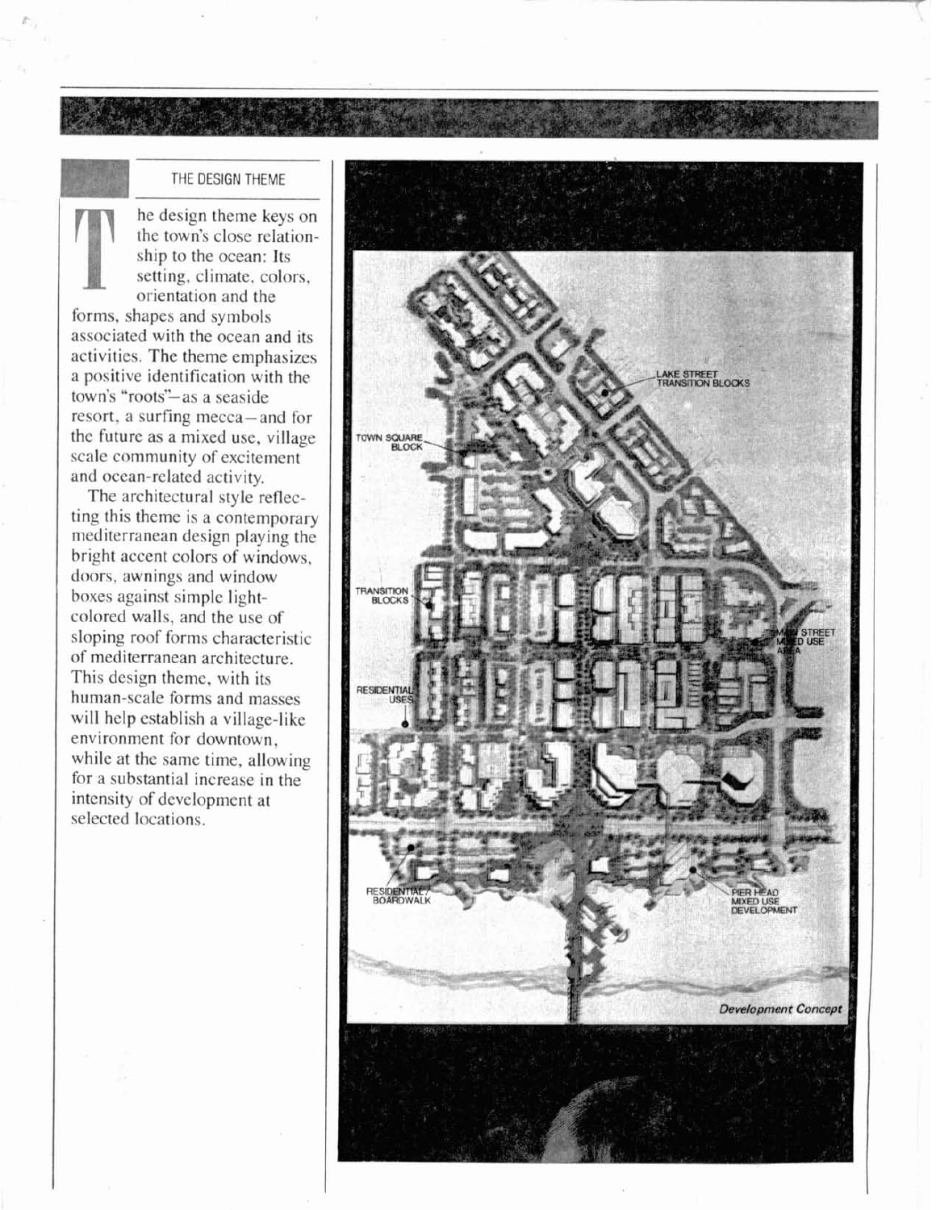## THE DESIGN THEME

The design theme keys on the town's close relationship to the ocean: Its setting, climate, colors, orientation and the forms, shapes and symbols associated with the ocean and its activities. The theme emphasizes a positive identification with the town's "roots"—as a seaside resort, a surfing mecca—and for the future as a mixed use, village scale community of excitement and ocean-related activity.

The architectural style reflecting this theme is a contemporary mediterranean design playing the bright accent colors of windows, doors, awnings and window boxes against simple light-colored walls, and the use of sloping roof forms characteristic of mediterranean architecture. This design theme, with its human-scale forms and masses will help establish a village-like environment for downtown, while at the same time, allowing for a substantial increase in the intensity of development at selected locations.

LAKE STREET TRANSITION BLOCKS

TOWN SQUARE BLOCK

TRANSITION BLOCKS

MAIN STREET MIXED USE AREA

RESIDENTIAL USES

RESIDENTIAL/ BOARDWALK

PIER HEAD MIXED USE DEVELOPMENT

*Development Concept*